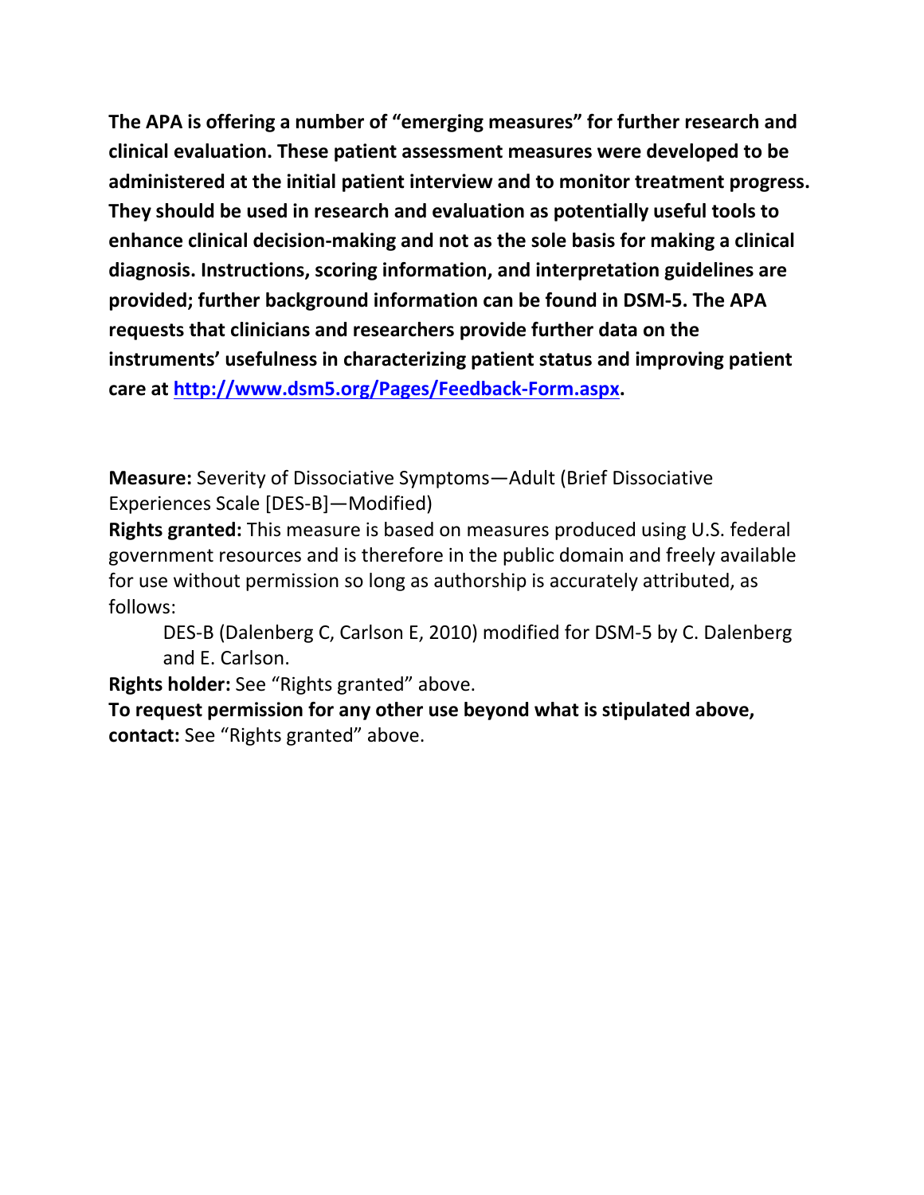**The APA is offering a number of "emerging measures" for further research and clinical evaluation. These patient assessment measures were developed to be administered at the initial patient interview and to monitor treatment progress. They should be used in research and evaluation as potentially useful tools to enhance clinical decision-making and not as the sole basis for making a clinical diagnosis. Instructions, scoring information, and interpretation guidelines are provided; further background information can be found in DSM-5. The APA requests that clinicians and researchers provide further data on the instruments' usefulness in characterizing patient status and improving patient care at [http://www.dsm5.org/Pages/Feedback-Form.aspx](http://www.dsm5.org/Pages/Feedback-Form.aspx).**

**Measure:** Severity of Dissociative Symptoms—Adult (Brief Dissociative Experiences Scale [DES-B]—Modified)

**Rights granted:** This measure is based on measures produced using U.S. federal government resources and is therefore in the public domain and freely available for use without permission so long as authorship is accurately attributed, as follows:

> DES-B (Dalenberg C, Carlson E, 2010) modified for DSM-5 by C. Dalenberg and E. Carlson.

**Rights holder:** See "Rights granted" above.

**To request permission for any other use beyond what is stipulated above, contact:** See "Rights granted" above.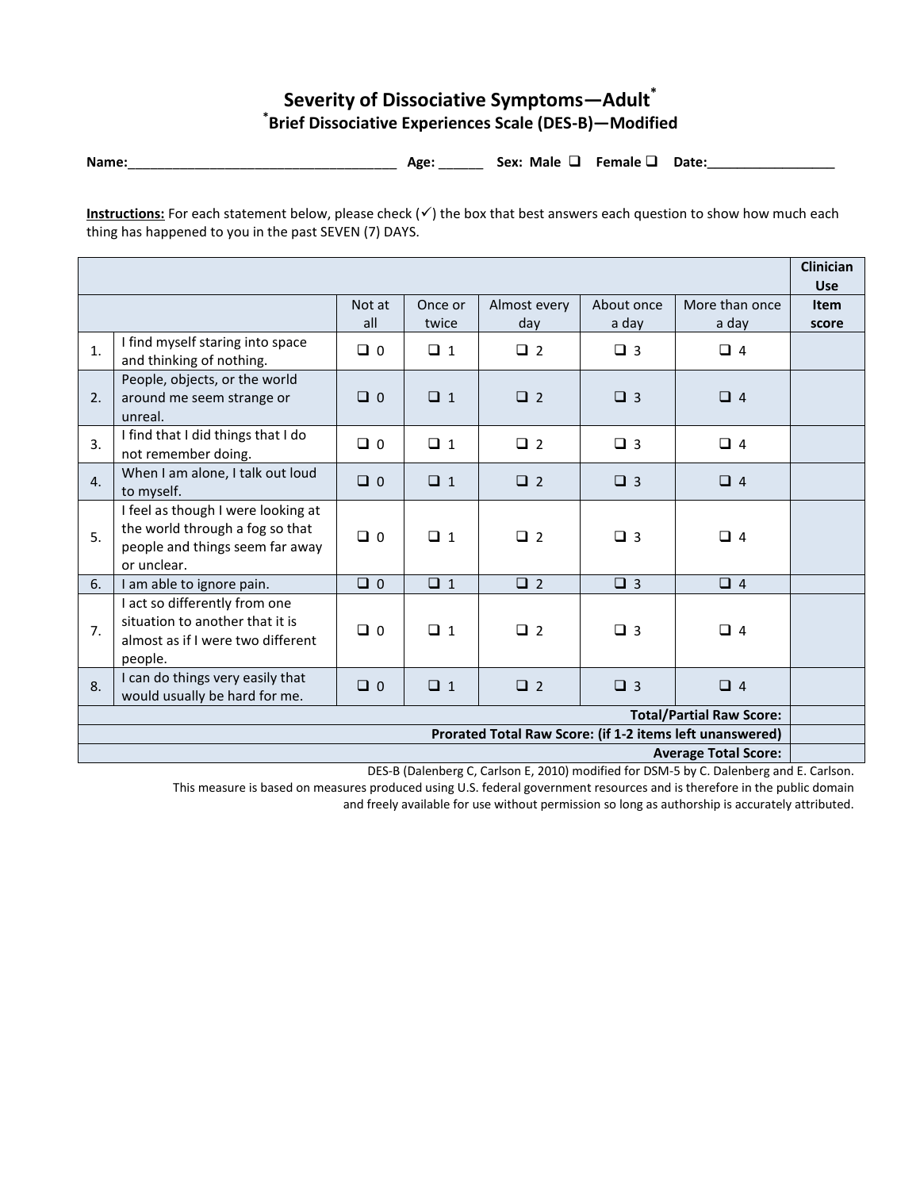# Severity of Dissociative Symptoms—Adult*

## *Brief Dissociative Experiences Scale (DES-B)—Modified

**Name:**_____________________________________ **Age:** ______ **Sex: Male** ❑ **Female** ❑ **Date:**_________________

**Instructions:** For each statement below, please check (✓) the box that best answers each question to show how much each thing has happened to you in the past SEVEN (7) DAYS.

| | | | | | | | **Clinician Use** |
|---|---|---|---|---|---|---|---|
| | | Not at all | Once or twice | Almost every day | About once a day | More than once a day | **Item score** |
| 1. | I find myself staring into space and thinking of nothing. | ❑ 0 | ❑ 1 | ❑ 2 | ❑ 3 | ❑ 4 | |
| 2. | People, objects, or the world around me seem strange or unreal. | ❑ 0 | ❑ 1 | ❑ 2 | ❑ 3 | ❑ 4 | |
| 3. | I find that I did things that I do not remember doing. | ❑ 0 | ❑ 1 | ❑ 2 | ❑ 3 | ❑ 4 | |
| 4. | When I am alone, I talk out loud to myself. | ❑ 0 | ❑ 1 | ❑ 2 | ❑ 3 | ❑ 4 | |
| 5. | I feel as though I were looking at the world through a fog so that people and things seem far away or unclear. | ❑ 0 | ❑ 1 | ❑ 2 | ❑ 3 | ❑ 4 | |
| 6. | I am able to ignore pain. | ❑ 0 | ❑ 1 | ❑ 2 | ❑ 3 | ❑ 4 | |
| 7. | I act so differently from one situation to another that it is almost as if I were two different people. | ❑ 0 | ❑ 1 | ❑ 2 | ❑ 3 | ❑ 4 | |
| 8. | I can do things very easily that would usually be hard for me. | ❑ 0 | ❑ 1 | ❑ 2 | ❑ 3 | ❑ 4 | |
| | | | | | | **Total/Partial Raw Score:** | |
| | | | | | | **Prorated Total Raw Score: (if 1-2 items left unanswered)** | |
| | | | | | | **Average Total Score:** | |

DES-B (Dalenberg C, Carlson E, 2010) modified for DSM-5 by C. Dalenberg and E. Carlson.
This measure is based on measures produced using U.S. federal government resources and is therefore in the public domain and freely available for use without permission so long as authorship is accurately attributed.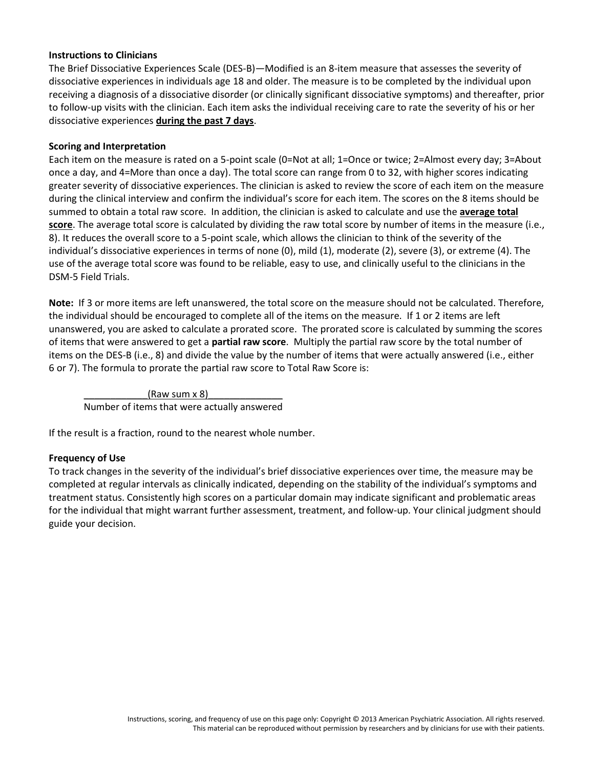**Instructions to Clinicians**

The Brief Dissociative Experiences Scale (DES-B)—Modified is an 8-item measure that assesses the severity of dissociative experiences in individuals age 18 and older. The measure is to be completed by the individual upon receiving a diagnosis of a dissociative disorder (or clinically significant dissociative symptoms) and thereafter, prior to follow-up visits with the clinician. Each item asks the individual receiving care to rate the severity of his or her dissociative experiences **during the past 7 days**.

**Scoring and Interpretation**

Each item on the measure is rated on a 5-point scale (0=Not at all; 1=Once or twice; 2=Almost every day; 3=About once a day, and 4=More than once a day). The total score can range from 0 to 32, with higher scores indicating greater severity of dissociative experiences. The clinician is asked to review the score of each item on the measure during the clinical interview and confirm the individual's score for each item. The scores on the 8 items should be summed to obtain a total raw score. In addition, the clinician is asked to calculate and use the **average total score**. The average total score is calculated by dividing the raw total score by number of items in the measure (i.e., 8). It reduces the overall score to a 5-point scale, which allows the clinician to think of the severity of the individual's dissociative experiences in terms of none (0), mild (1), moderate (2), severe (3), or extreme (4). The use of the average total score was found to be reliable, easy to use, and clinically useful to the clinicians in the DSM-5 Field Trials.

**Note:** If 3 or more items are left unanswered, the total score on the measure should not be calculated. Therefore, the individual should be encouraged to complete all of the items on the measure. If 1 or 2 items are left unanswered, you are asked to calculate a prorated score. The prorated score is calculated by summing the scores of items that were answered to get a **partial raw score**. Multiply the partial raw score by the total number of items on the DES-B (i.e., 8) and divide the value by the number of items that were actually answered (i.e., either 6 or 7). The formula to prorate the partial raw score to Total Raw Score is:

$$\frac{\text{(Raw sum x 8)}}{\text{Number of items that were actually answered}}$$

If the result is a fraction, round to the nearest whole number.

**Frequency of Use**

To track changes in the severity of the individual's brief dissociative experiences over time, the measure may be completed at regular intervals as clinically indicated, depending on the stability of the individual's symptoms and treatment status. Consistently high scores on a particular domain may indicate significant and problematic areas for the individual that might warrant further assessment, treatment, and follow-up. Your clinical judgment should guide your decision.

Instructions, scoring, and frequency of use on this page only: Copyright © 2013 American Psychiatric Association. All rights reserved. This material can be reproduced without permission by researchers and by clinicians for use with their patients.